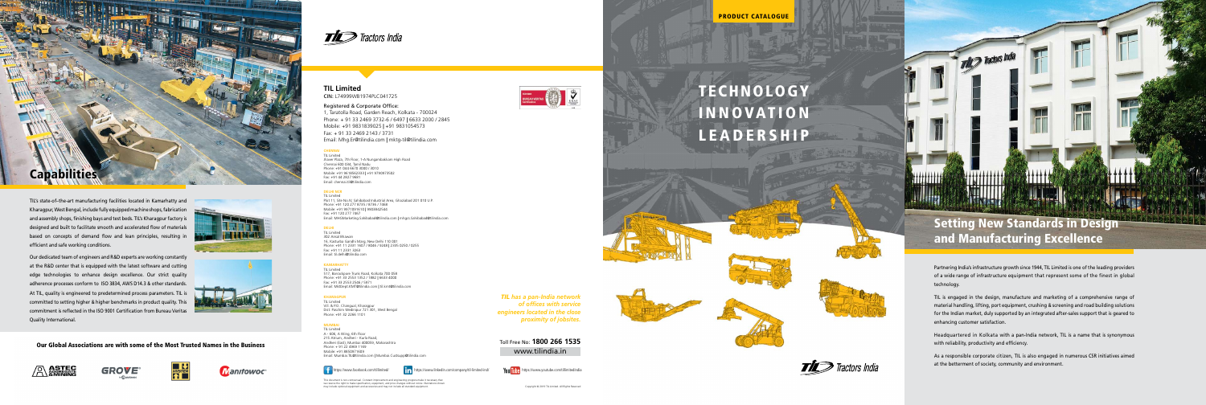# Capabilities

TIL's state-of-the-art manufacturing facilities located in Kamarhatty and Kharagpur, West Bengal, include fully equipped machine shops, fabrication and assembly shops, finishing bays and test beds. TIL's Kharagpur factory is designed and built to facilitate smooth and accelerated flow of materials based on concepts of demand flow and lean principles, resulting in efficient and safe working conditions.

Our dedicated team of engineers and R&D experts are working constantly at the R&D center that is equipped with the latest software and cutting edge technologies to enhance design excellence. Our strict quality adherence processes conform to ISO 3834, AWS D14.3 & other standards. At TIL, quality is engineered to predetermined process parameters. TIL is committed to setting higher & higher benchmarks in product quality. This commitment is reflected in the ISO 9001 Certification from Bureau Veritas Quality International.

**Our Global Associations are with some of the Most Trusted Names in the Business**

ASTEC | GROVE | Manitowoc

TIL Tractors India

## TIL Limited

**CIN:** L74999WB1974PLC041725

**Registered & Corporate Office:**
1, Taratolla Road, Garden Reach, Kolkata - 700024
Phone: + 91 33 2469 3732-6 / 6497 | 6633 2000 / 2845
Mobile: +91 9831839025 | +91 9831054573
Fax: + 91 33 2469 2143 / 3731
Email: Mhg.Er@tilindia.com | mktg-til@tilindia.com

**CHENNAI**
TIL Limited
Jhaver Plaza, 7th Floor, 1-A Nungambakkam High Road
Chennai 600 034, Tamil Nadu
Phone: +91 044 6678 4000 / 4010
Mobile: +91 9818652333 | +91 9790975582
Fax: +91 44 2827 9001
Email: chennai.til@tilindia.com

**GHAZIABAD**
TIL Limited
Plot 11, Site No.IV, Sahibabad Industrial Area, Ghaziabad 201 010 U.P.
Phone: +91 120 277 0735 / 0736 / 1566
Mobile: +91 9971891070 | 9903642544
Fax: +91 120 277 1567
Email: MHBMarketing.Sahibabad@tilindia.com | mkgrc.Sahibabad@tilindia.com

**DELHI**
TIL Limited
402 Ansal Bhawan
16, Kasturba Gandhi Marg, New Delhi 110 001
Phone: +91 11 2331 1607 / 8046 / 9208 | 2335 0250 / 0255
Fax: +91 11 2331 3263
Email: til.delhi@tilindia.com

**KAMARHATTY**
TIL Limited
517, Barrackpore Trunk Road, Kolkata 700 058
Phone: +91 33 2553 1052 / 1062 | 6634 6000
Fax: +91 33 2553 2546 / 5871
Email: Mktkmyt.KMT@tilindia.com | til.kmt@tilindia.com

**KHARAGPUR**
TIL Limited
Vill. & P.O. Changual, Kharagpur
Dist. Paschim Medinipur 721 301, West Bengal
Phone: +91 32 2266 1101

**MUMBAI**
TIL Limited
A - 606, A Wing, 6th Floor
215 Atrium, Andheri - Kurla Road,
Andheri (East), Mumbai 400059, Maharashtra
Phone: +91 22 4969 1189
Mobile: +91 8850971609
Email: Mumbai.TIL@tilindia.com | Mumbai.Custsupp@tilindia.com

https://www.facebook.com/tillimited/ | https://www.linkedin.com/company/til-limited-indi | https://www.youtube.com/c/tillimitedindia

This document is non-contractual. Constant improvements and engineering progress make it necessary that we reserve the right to make specification, equipment, and price changes without notice. Illustrations shown may include optional equipment and accessories and may not include all standard equipment.

*TIL has a pan-India network of offices with service engineers located in the close proximity of jobsites.*

Toll Free No: **1800 266 1535**
www.tilindia.in

PRODUCT CATALOGUE

# TECHNOLOGY INNOVATION LEADERSHIP

## Setting New Standards in Design and Manufacturing Excellence

Partnering India's infrastructure growth since 1944, TIL Limited is one of the leading providers of a wide range of infrastructure equipment that represent some of the finest in global technology.

TIL is engaged in the design, manufacture and marketing of a comprehensive range of material handling, lifting, port equipment, crushing & screening and road building solutions for the Indian market, duly supported by an integrated after-sales support that is geared to enhancing customer satisfaction.

Headquartered in Kolkata with a pan-India network, TIL is a name that is synonymous with reliability, productivity and efficiency.

As a responsible corporate citizen, TIL is also engaged in numerous CSR initiatives aimed at the betterment of society, community and environment.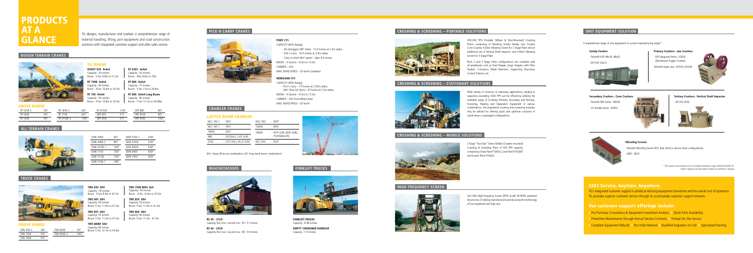# PRODUCTS AT A GLANCE

TIL designs, manufactures and markets a comprehensive range of material handling, lifting, port equipment and road construction solutions with integrated customer support and after-sales service.

## ROUGH TERRAIN CRANES

### TIL RANGE

**HUSKY 620 4x4x4**
Capacity : 20 tonnes
Boom - 3 Sec 8.8m to 21.2m

**RT 740B 4x4x4**
Capacity : 40 tonnes
Boom - 4 Sec 10.6m to 33.5m

**RT 760 4x4x4**
Capacity : 55 tonnes
Boom - 4 Sec 10.8m to 33.5m

**RT 630C 4x4x4**
Capacity : 30 tonnes
Boom - 4Sec 8.8m to 29m

**RT 880 4x4x4**
Capacity : 75 tonnes
Boom - 4 Sec 11m to 34.8m

**RT 880 4x4x4 Long Boom**
Capacity : 80 tonnes
Boom - 5 Sec 12.1m to 43.88m

### GROVE RANGE

| | | | | | | | |
|---|---|---|---|---|---|---|---|
| RT 530E-2 | - 30T | RT 765E-2 | - 60T | RT 9150E | - 135T | GRT 880 | - 80T |
| RT 540E | - 35T | RT 770E | - 65T | GRT 655 | - 51T | GRT 8100 | - 90T |
| RT 550E | - 45T | RT 9130E-2 | - 120T | GRT 655L | - 51T | GRT 9165 | - 150T |

## ALL TERRAIN CRANES

| | | | |
|---|---|---|---|
| GMK 3060 | - 60T | GMK 5200-1 | - 200T |
| GMK 4080-2 | - 80T | GMK 5250L | - 250T |
| GMK 4100L-1 | - 100T | GMK 6300L | - 300T |
| GMK 5150 | - 150T | GMK 6400 | - 400T |
| GMK 5150L | - 150T | GMK 7450 | - 450T |
| GMK 5180-1 | - 180T | | |

## TRUCK CRANES

**TMS 830 6X4**
Capacity : 30 tonnes
Boom - 4 Sec 9.8m to 32.3m

**TMS 845 8X4**
Capacity: 45 tonnes
Boom: 5 Sec 11.0m to 41.3m

**TMS 855 8X4**
Capacity: 55 tonnes
Boom: 5 Sec 11.2m to 41.3m

**TMS 880M 8X4**
Capacity: 80 tonnes
Boom: 5 Sec 12.1m to 43.8m

**TMS 750B MKII 8x4**
Capacity : 40 tonnes
Boom - 4 Sec 10.6m to 33.5m

**TMS 850 8X4**
Capacity: 50 tonnes
Boom: 5 Sec 11.0m to 41.3m

**TMS 860 8X4**
Capacity: 60 tonnes
Boom: 5 Sec 11.2m - 41.3m

### GROVE RANGE

| | | | |
|---|---|---|---|
| TMS 500-2 | - 36T | TMS 800E | - 70T |
| TMS 750E | - 50T | TMS 9000-2 | - 100T |
| TMS 760E | - 55T | | |

## PICK N CARRY CRANES

**PIXEF 215**
CAPACITY (85% Rating)
- On Outriggers (80° Slew) - 15.0 tonnes at 2.5m radius
- Pick n Carry - 10.0 tonnes at 3.0m radius
- Carry on Deck (6m² space) - Upto 4.0 tonnes

BOOM – 3 Section – 6.0m to 13.0m
CARRIER – 4X2
MAX. ROAD SPEED – 35 km/hr (unladen)

**MOBILOAD 415**
CAPACITY (85% Rating)
- Pick n Carry – 15 tonnes at 2.50m radius
- 360° Slew (on Tyres) – 8 tonnes at 2.5m radius

BOOM – 4 Section – 6.5m to 17.0m
CARRIER – 4X2 Front Wheel Steer
MAX. ROAD SPEED – 30 km/hr

## CRAWLER CRANES

### LATTICE BOOM CRAWLER

| | | | |
|---|---|---|---|
| MLC 100-1 | - 100T | MLC 300 | - 300T |
| MLC 165-1 | - 165T | 16000 | - 400T |
| 14000 | - 200T | 18000 | - 453T (LR), 600T (HR), 750T(MAX-ER) |
| 999 | - 250T(HL), 120T (LR) | | |
| 2250 | - 272T (HL), 95.2T (LR) | MLC 650 | - 650T |

(H/L- heavy lift boom combination, L/R- long reach boom combination)

## REACHSTACKERS

**RS 45 - 31CH**
Capacity first row / second row : 45 / 31 tonnes

**RS 46 - 33CH**
Capacity first row / second row : 46 / 33 tonnes

## FORKLIFT TRUCKS

**FORKLIFT TRUCKS**
Capacity : 8-48 tonnes

**EMPTY CONTAINER HANDLER**
Capacity : 7-9 tonnes

## CRUSHING & SCREENING – PORTABLE SOLUTIONS

200-300 TPH Portable (Wheel & Skid-Mounted) Crushing Plants comprising of Vibrating Grizzly Feeder, Jaw Crusher, Cone Crusher, 4-Deck Vibrating Screen for 2 Stage Plant and an additional set of Vertical Shaft Impactor and 4-Deck Vibrating Screen for 3 Stage Plant.

Both 2 and 3 Stage Plant configurations are complete with all peripherals such as Feed Hopper, Surge Hoppers with Vibro Feeders, Conveyors, Metal Detectors, Supporting Structures, Control Stations, etc.

## CRUSHING & SCREENING – STATIONARY SOLUTIONS

Wide variety of solutions in stationary applications, ranging in capacities exceeding 1000 TPH can be offered by utilizing the available range of Crushing (Primary, Secondary and Tertiary), Screening, Feeding and Separation Equipment in various combinations. Pre-engineered crushing and screening modules may be utilised for offering quick and optimum solutions in stand-alone or packaged configurations.

## CRUSHING & SCREENING – MOBILE SOLUTIONS

3 Stage "Fast Trax" Series Mobile (Crawler mounted) Crushing & Screening Plant of 300 TPH capacity, comprising of Jaw Plant FT2650, Cone Plant FT300DF and Screen Plant FT3620.

## HIGH FREQUENCY SCREEN

Vari-Vibe High Frequency Screen (HFS) model 2618VM, patented dry process of making manufactured sand by using the technology of low amplitude and high rpm.

## UNIT EQUIPMENT SOLUTION

Comprehensive range of unit equipment in current manufacturing range* :

**Grizzly Feeders**
- Telsmith VGF 48x16, 48x20
- KPI VGF 50x15

**Primary Crushers : Jaw Crushers**
- KPI Vanguard Series : V2650 (Mechanical Toggle Crusher)
- Telsmith Hydra Jaw : H2550, H3244

**Secondary Crushers : Cone Crushers**
- Telsmith SBS Series : SBS38
- JCI Kodiak Series : K300+

**Tertiary Crushers : Vertical Shaft Impactor**
- KPI VSI 2500

**Vibrating Screens**
- Telsmith VibroKing Series VKTL 6x8, 6x20 in various Deck configurations
- AMS : 3620

* The models covered above do not constitute exhaustive range offered by ASTEC/TIL. Higher capacity and customised models are available on request.

## 24X7 Service. Anytime, Anywhere.

TIL's integrated customer support is aimed at reducing equipment downtime and the overall cost of operation. TIL provides superior customer service through its countrywide customer support network.

## Our customer support offerings include:

- Pre-Purchase Consultancy & Equipment Investment Analysis • Quick Parts Availability
- Preventive Maintenance through Annual Service Contracts • Prompt On-Site Service
- Complete Equipment Rebuild • Pan India Network • Qualified Engineers on Call • Specialized Training